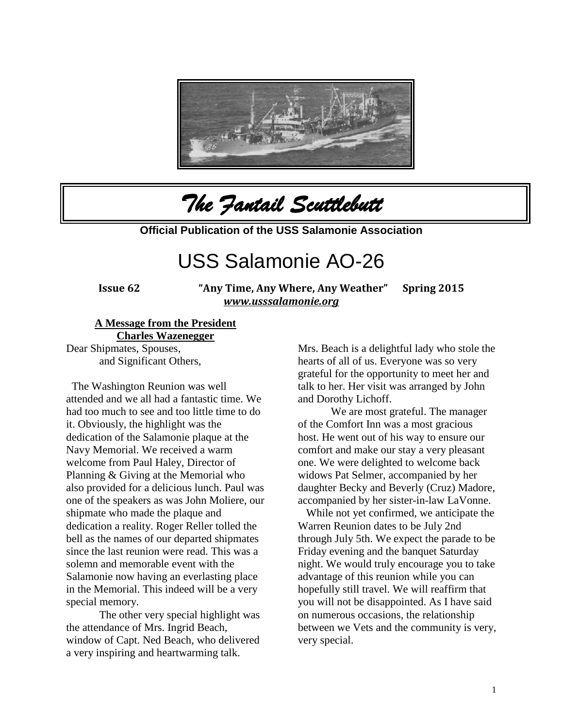# *The Fantail Scuttlebutt*

**Official Publication of the USS Salamonie Association**

# USS Salamonie AO-26

**Issue 62** **"Any Time, Any Where, Any Weather"** **Spring 2015**

***www.usssalamonie.org***

## A Message from the President
## Charles Wazenegger

Dear Shipmates, Spouses,
and Significant Others,

The Washington Reunion was well attended and we all had a fantastic time. We had too much to see and too little time to do it. Obviously, the highlight was the dedication of the Salamonie plaque at the Navy Memorial. We received a warm welcome from Paul Haley, Director of Planning & Giving at the Memorial who also provided for a delicious lunch. Paul was one of the speakers as was John Moliere, our shipmate who made the plaque and dedication a reality. Roger Reller tolled the bell as the names of our departed shipmates since the last reunion were read. This was a solemn and memorable event with the Salamonie now having an everlasting place in the Memorial. This indeed will be a very special memory.

The other very special highlight was the attendance of Mrs. Ingrid Beach, window of Capt. Ned Beach, who delivered a very inspiring and heartwarming talk. Mrs. Beach is a delightful lady who stole the hearts of all of us. Everyone was so very grateful for the opportunity to meet her and talk to her. Her visit was arranged by John and Dorothy Lichoff.

We are most grateful. The manager of the Comfort Inn was a most gracious host. He went out of his way to ensure our comfort and make our stay a very pleasant one. We were delighted to welcome back widows Pat Selmer, accompanied by her daughter Becky and Beverly (Cruz) Madore, accompanied by her sister-in-law LaVonne.

While not yet confirmed, we anticipate the Warren Reunion dates to be July 2nd through July 5th. We expect the parade to be Friday evening and the banquet Saturday night. We would truly encourage you to take advantage of this reunion while you can hopefully still travel. We will reaffirm that you will not be disappointed. As I have said on numerous occasions, the relationship between we Vets and the community is very, very special.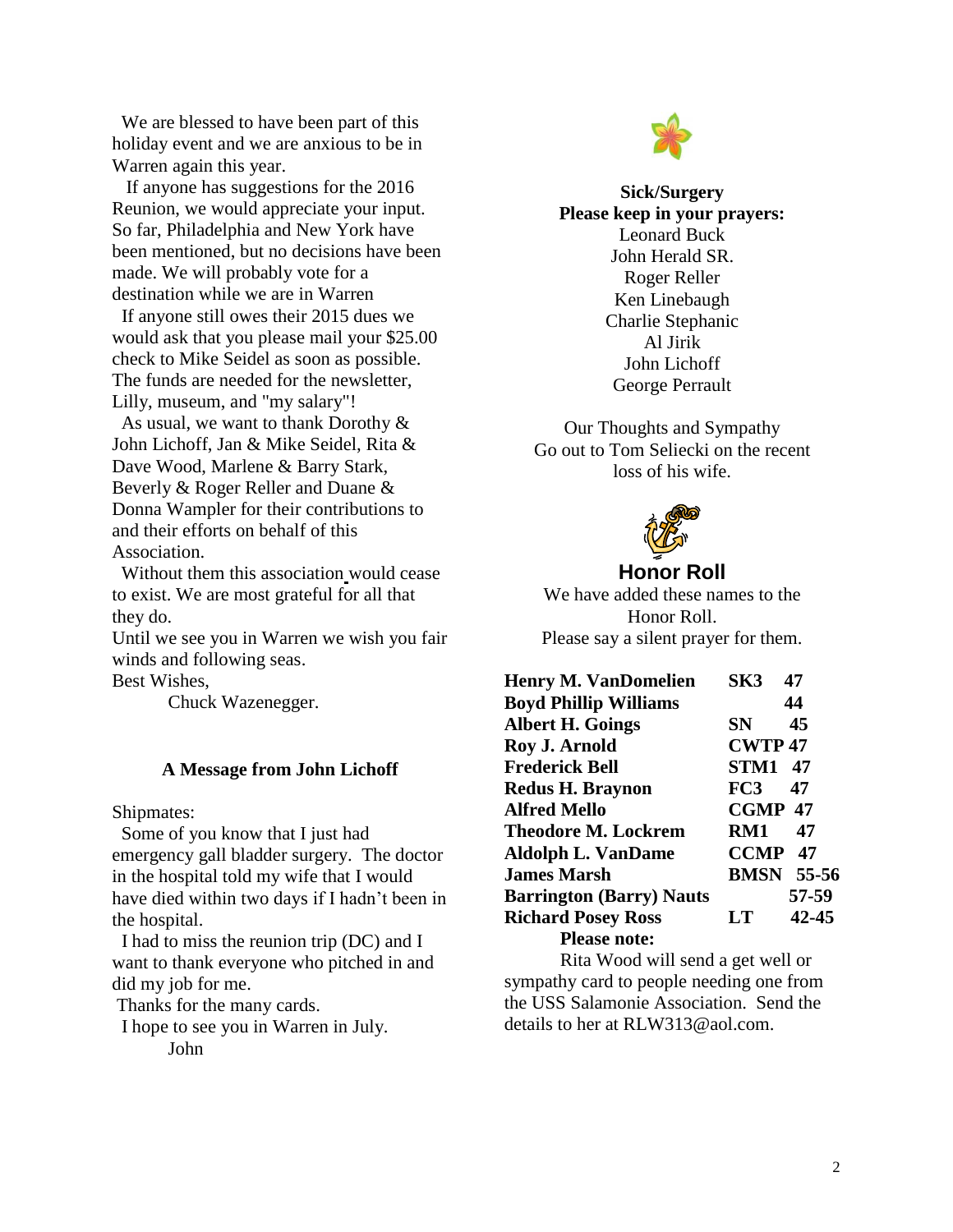We are blessed to have been part of this holiday event and we are anxious to be in Warren again this year.

If anyone has suggestions for the 2016 Reunion, we would appreciate your input. So far, Philadelphia and New York have been mentioned, but no decisions have been made. We will probably vote for a destination while we are in Warren

If anyone still owes their 2015 dues we would ask that you please mail your $25.00 check to Mike Seidel as soon as possible. The funds are needed for the newsletter, Lilly, museum, and "my salary"!

As usual, we want to thank Dorothy & John Lichoff, Jan & Mike Seidel, Rita & Dave Wood, Marlene & Barry Stark, Beverly & Roger Reller and Duane & Donna Wampler for their contributions to and their efforts on behalf of this Association.

Without them this association would cease to exist. We are most grateful for all that they do.

Until we see you in Warren we wish you fair winds and following seas.

Best Wishes,

Chuck Wazenegger.

### A Message from John Lichoff

Shipmates:

Some of you know that I just had emergency gall bladder surgery. The doctor in the hospital told my wife that I would have died within two days if I hadn't been in the hospital.

I had to miss the reunion trip (DC) and I want to thank everyone who pitched in and did my job for me.

Thanks for the many cards.

I hope to see you in Warren in July.

John

**Sick/Surgery**
**Please keep in your prayers:**

Leonard Buck
John Herald SR.
Roger Reller
Ken Linebaugh
Charlie Stephanic
Al Jirik
John Lichoff
George Perrault

Our Thoughts and Sympathy Go out to Tom Seliecki on the recent loss of his wife.

## Honor Roll

We have added these names to the Honor Roll.
Please say a silent prayer for them.

| | | |
|---|---|---|
| **Henry M. VanDomelien** | **SK3** | **47** |
| **Boyd Phillip Williams** | | **44** |
| **Albert H. Goings** | **SN** | **45** |
| **Roy J. Arnold** | **CWTP** | **47** |
| **Frederick Bell** | **STM1** | **47** |
| **Redus H. Braynon** | **FC3** | **47** |
| **Alfred Mello** | **CGMP** | **47** |
| **Theodore M. Lockrem** | **RM1** | **47** |
| **Aldolph L. VanDame** | **CCMP** | **47** |
| **James Marsh** | **BMSN** | **55-56** |
| **Barrington (Barry) Nauts** | | **57-59** |
| **Richard Posey Ross** | **LT** | **42-45** |

**Please note:**

Rita Wood will send a get well or sympathy card to people needing one from the USS Salamonie Association. Send the details to her at RLW313@aol.com.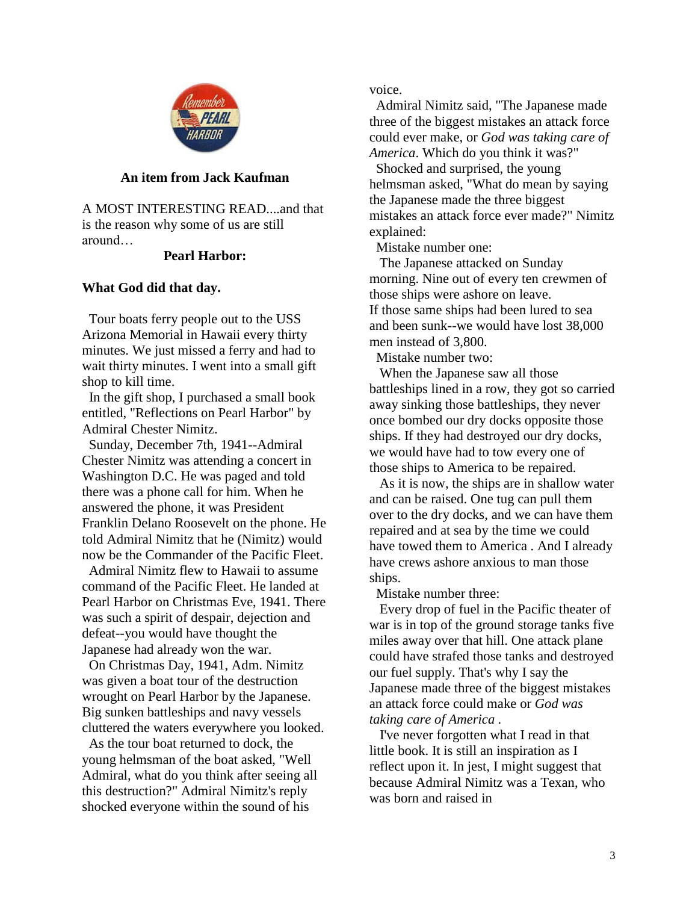**An item from Jack Kaufman**

A MOST INTERESTING READ....and that is the reason why some of us are still around…

**Pearl Harbor:**

**What God did that day.**

Tour boats ferry people out to the USS Arizona Memorial in Hawaii every thirty minutes. We just missed a ferry and had to wait thirty minutes. I went into a small gift shop to kill time.

In the gift shop, I purchased a small book entitled, "Reflections on Pearl Harbor" by Admiral Chester Nimitz.

Sunday, December 7th, 1941--Admiral Chester Nimitz was attending a concert in Washington D.C. He was paged and told there was a phone call for him. When he answered the phone, it was President Franklin Delano Roosevelt on the phone. He told Admiral Nimitz that he (Nimitz) would now be the Commander of the Pacific Fleet.

Admiral Nimitz flew to Hawaii to assume command of the Pacific Fleet. He landed at Pearl Harbor on Christmas Eve, 1941. There was such a spirit of despair, dejection and defeat--you would have thought the Japanese had already won the war.

On Christmas Day, 1941, Adm. Nimitz was given a boat tour of the destruction wrought on Pearl Harbor by the Japanese. Big sunken battleships and navy vessels cluttered the waters everywhere you looked.

As the tour boat returned to dock, the young helmsman of the boat asked, "Well Admiral, what do you think after seeing all this destruction?" Admiral Nimitz's reply shocked everyone within the sound of his voice.

Admiral Nimitz said, "The Japanese made three of the biggest mistakes an attack force could ever make, or *God was taking care of America*. Which do you think it was?"

Shocked and surprised, the young helmsman asked, "What do mean by saying the Japanese made the three biggest mistakes an attack force ever made?" Nimitz explained:

Mistake number one:

The Japanese attacked on Sunday morning. Nine out of every ten crewmen of those ships were ashore on leave. If those same ships had been lured to sea and been sunk--we would have lost 38,000 men instead of 3,800.

Mistake number two:

When the Japanese saw all those battleships lined in a row, they got so carried away sinking those battleships, they never once bombed our dry docks opposite those ships. If they had destroyed our dry docks, we would have had to tow every one of those ships to America to be repaired.

As it is now, the ships are in shallow water and can be raised. One tug can pull them over to the dry docks, and we can have them repaired and at sea by the time we could have towed them to America . And I already have crews ashore anxious to man those ships.

Mistake number three:

Every drop of fuel in the Pacific theater of war is in top of the ground storage tanks five miles away over that hill. One attack plane could have strafed those tanks and destroyed our fuel supply. That's why I say the Japanese made three of the biggest mistakes an attack force could make or *God was taking care of America* .

I've never forgotten what I read in that little book. It is still an inspiration as I reflect upon it. In jest, I might suggest that because Admiral Nimitz was a Texan, who was born and raised in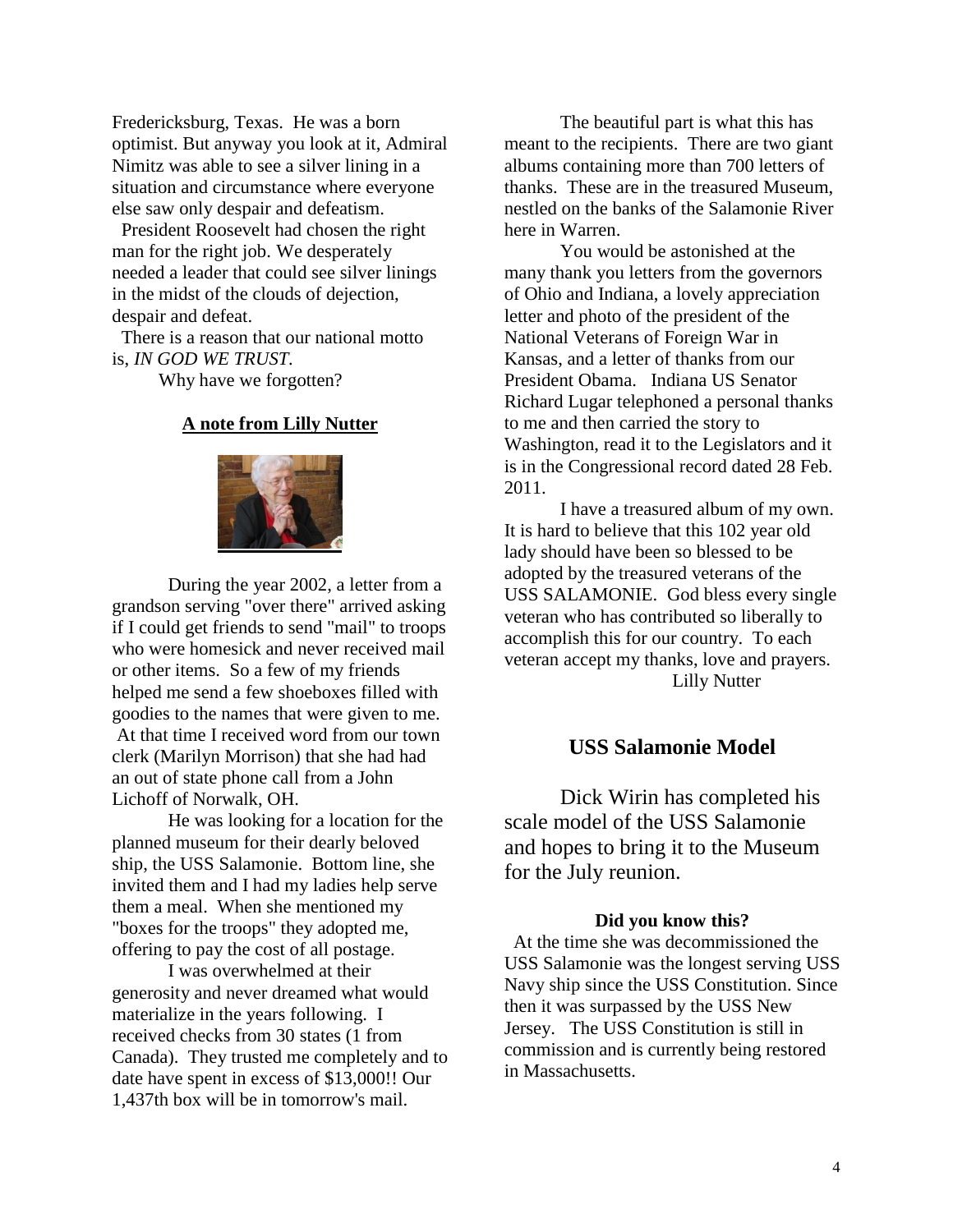Fredericksburg, Texas. He was a born optimist. But anyway you look at it, Admiral Nimitz was able to see a silver lining in a situation and circumstance where everyone else saw only despair and defeatism.

President Roosevelt had chosen the right man for the right job. We desperately needed a leader that could see silver linings in the midst of the clouds of dejection, despair and defeat.

There is a reason that our national motto is, *IN GOD WE TRUST.*

Why have we forgotten?

**A note from Lilly Nutter**

During the year 2002, a letter from a grandson serving "over there" arrived asking if I could get friends to send "mail" to troops who were homesick and never received mail or other items. So a few of my friends helped me send a few shoeboxes filled with goodies to the names that were given to me. At that time I received word from our town clerk (Marilyn Morrison) that she had had an out of state phone call from a John Lichoff of Norwalk, OH.

He was looking for a location for the planned museum for their dearly beloved ship, the USS Salamonie. Bottom line, she invited them and I had my ladies help serve them a meal. When she mentioned my "boxes for the troops" they adopted me, offering to pay the cost of all postage.

I was overwhelmed at their generosity and never dreamed what would materialize in the years following. I received checks from 30 states (1 from Canada). They trusted me completely and to date have spent in excess of $13,000!! Our 1,437th box will be in tomorrow's mail.

The beautiful part is what this has meant to the recipients. There are two giant albums containing more than 700 letters of thanks. These are in the treasured Museum, nestled on the banks of the Salamonie River here in Warren.

You would be astonished at the many thank you letters from the governors of Ohio and Indiana, a lovely appreciation letter and photo of the president of the National Veterans of Foreign War in Kansas, and a letter of thanks from our President Obama. Indiana US Senator Richard Lugar telephoned a personal thanks to me and then carried the story to Washington, read it to the Legislators and it is in the Congressional record dated 28 Feb. 2011.

I have a treasured album of my own. It is hard to believe that this 102 year old lady should have been so blessed to be adopted by the treasured veterans of the USS SALAMONIE. God bless every single veteran who has contributed so liberally to accomplish this for our country. To each veteran accept my thanks, love and prayers.

Lilly Nutter

## USS Salamonie Model

Dick Wirin has completed his scale model of the USS Salamonie and hopes to bring it to the Museum for the July reunion.

**Did you know this?**

At the time she was decommissioned the USS Salamonie was the longest serving USS Navy ship since the USS Constitution. Since then it was surpassed by the USS New Jersey. The USS Constitution is still in commission and is currently being restored in Massachusetts.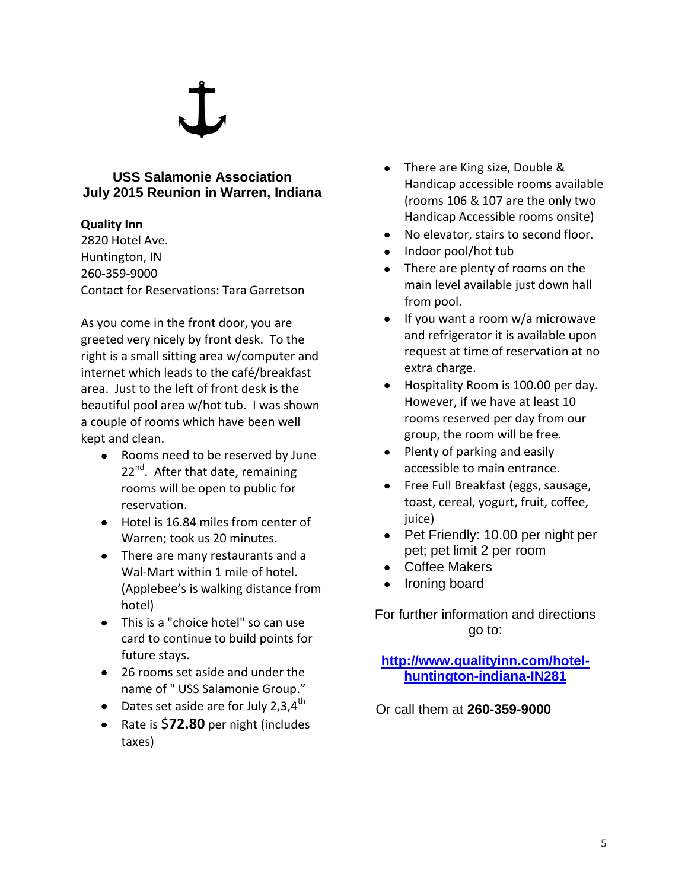## USS Salamonie Association
## July 2015 Reunion in Warren, Indiana

**Quality Inn**
2820 Hotel Ave.
Huntington, IN
260-359-9000
Contact for Reservations: Tara Garretson

As you come in the front door, you are greeted very nicely by front desk. To the right is a small sitting area w/computer and internet which leads to the café/breakfast area. Just to the left of front desk is the beautiful pool area w/hot tub. I was shown a couple of rooms which have been well kept and clean.

- Rooms need to be reserved by June 22nd. After that date, remaining rooms will be open to public for reservation.
- Hotel is 16.84 miles from center of Warren; took us 20 minutes.
- There are many restaurants and a Wal-Mart within 1 mile of hotel. (Applebee's is walking distance from hotel)
- This is a "choice hotel" so can use card to continue to build points for future stays.
- 26 rooms set aside and under the name of " USS Salamonie Group."
- Dates set aside are for July 2,3,4th
- Rate is $**72.80** per night (includes taxes)
- There are King size, Double & Handicap accessible rooms available (rooms 106 & 107 are the only two Handicap Accessible rooms onsite)
- No elevator, stairs to second floor.
- Indoor pool/hot tub
- There are plenty of rooms on the main level available just down hall from pool.
- If you want a room w/a microwave and refrigerator it is available upon request at time of reservation at no extra charge.
- Hospitality Room is 100.00 per day. However, if we have at least 10 rooms reserved per day from our group, the room will be free.
- Plenty of parking and easily accessible to main entrance.
- Free Full Breakfast (eggs, sausage, toast, cereal, yogurt, fruit, coffee, juice)
- Pet Friendly: 10.00 per night per pet; pet limit 2 per room
- Coffee Makers
- Ironing board

For further information and directions go to:

**http://www.qualityinn.com/hotel-huntington-indiana-IN281**

Or call them at **260-359-9000**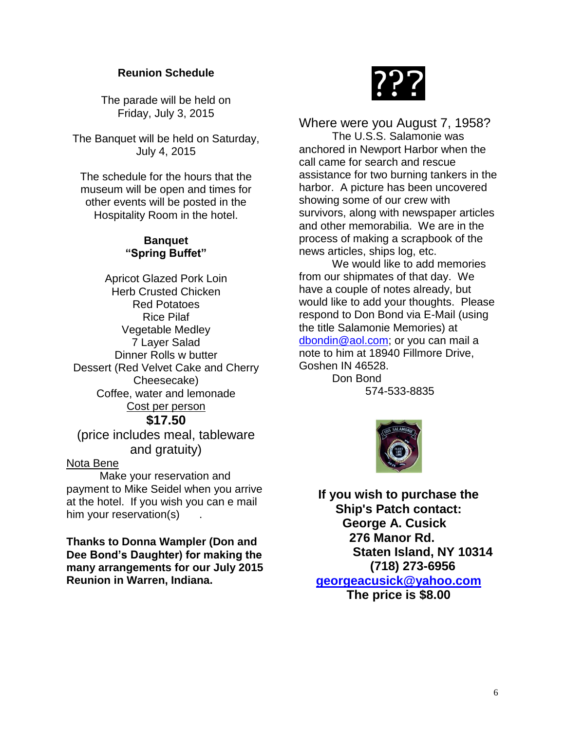## Reunion Schedule

The parade will be held on Friday, July 3, 2015

The Banquet will be held on Saturday, July 4, 2015

The schedule for the hours that the museum will be open and times for other events will be posted in the Hospitality Room in the hotel.

### Banquet
### "Spring Buffet"

Apricot Glazed Pork Loin
Herb Crusted Chicken
Red Potatoes
Rice Pilaf
Vegetable Medley
7 Layer Salad
Dinner Rolls w butter
Dessert (Red Velvet Cake and Cherry Cheesecake)
Coffee, water and lemonade

Cost per person

**$17.50**

(price includes meal, tableware and gratuity)

Nota Bene

Make your reservation and payment to Mike Seidel when you arrive at the hotel. If you wish you can e mail him your reservation(s) .

**Thanks to Donna Wampler (Don and Dee Bond's Daughter) for making the many arrangements for our July 2015 Reunion in Warren, Indiana.**

???

Where were you August 7, 1958?

The U.S.S. Salamonie was anchored in Newport Harbor when the call came for search and rescue assistance for two burning tankers in the harbor. A picture has been uncovered showing some of our crew with survivors, along with newspaper articles and other memorabilia. We are in the process of making a scrapbook of the news articles, ships log, etc.

We would like to add memories from our shipmates of that day. We have a couple of notes already, but would like to add your thoughts. Please respond to Don Bond via E-Mail (using the title Salamonie Memories) at dbondin@aol.com; or you can mail a note to him at 18940 Fillmore Drive, Goshen IN 46528.

Don Bond
574-533-8835

**If you wish to purchase the Ship's Patch contact:**
**George A. Cusick**
**276 Manor Rd.**
**Staten Island, NY 10314**
**(718) 273-6956**
**georgeacusick@yahoo.com**
**The price is $8.00**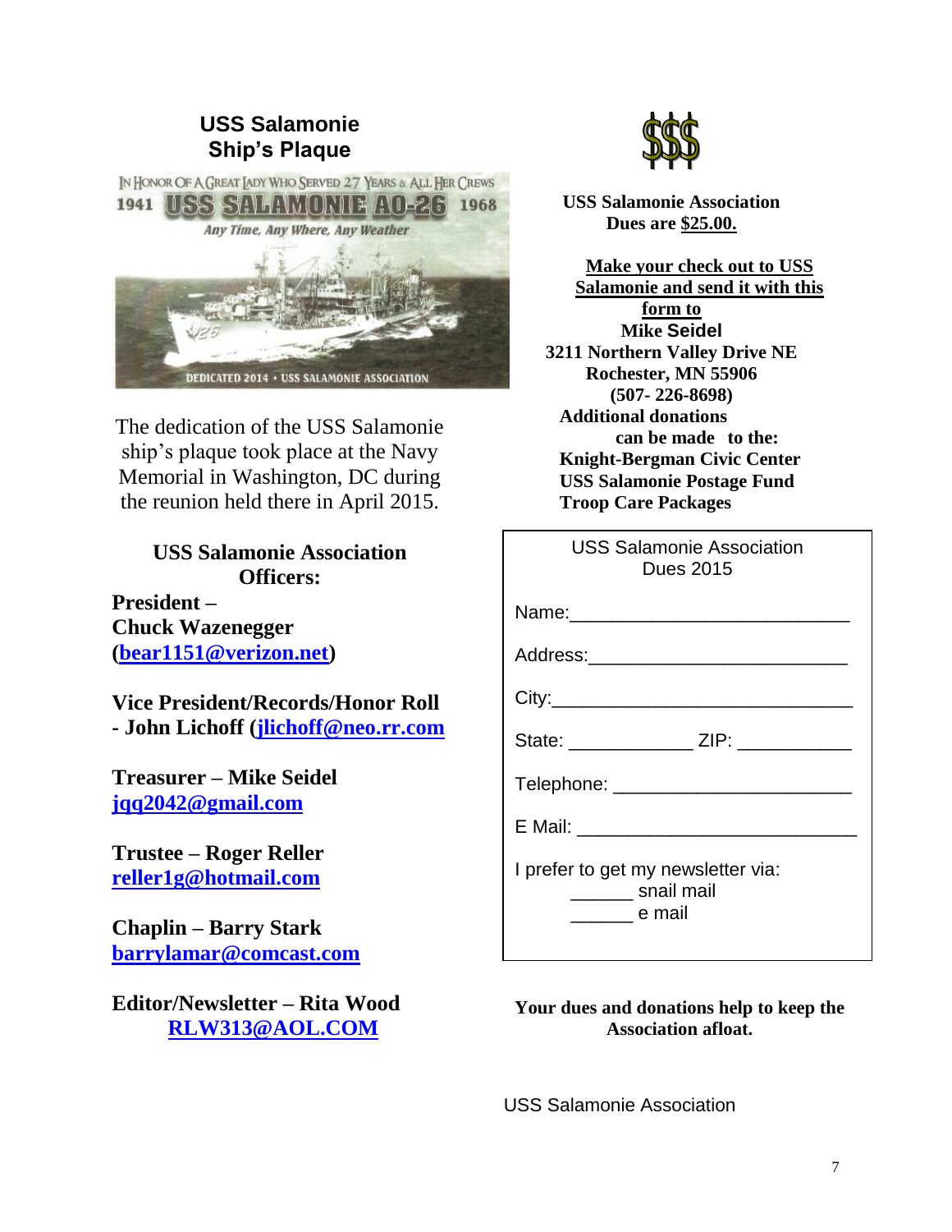## USS Salamonie Ship's Plaque

The dedication of the USS Salamonie ship's plaque took place at the Navy Memorial in Washington, DC during the reunion held there in April 2015.

### USS Salamonie Association Officers:

**President – Chuck Wazenegger (bear1151@verizon.net)**

**Vice President/Records/Honor Roll - John Lichoff (jlichoff@neo.rr.com**

**Treasurer – Mike Seidel jqq2042@gmail.com**

**Trustee – Roger Reller reller1g@hotmail.com**

**Chaplin – Barry Stark barrylamar@comcast.com**

**Editor/Newsletter – Rita Wood RLW313@AOL.COM**

$$$

**USS Salamonie Association Dues are $25.00.**

**Make your check out to USS Salamonie and send it with this form to**
**Mike Seidel**
**3211 Northern Valley Drive NE**
**Rochester, MN 55906**
**(507- 226-8698)**

**Additional donations can be made to the:**
**Knight-Bergman Civic Center**
**USS Salamonie Postage Fund**
**Troop Care Packages**

USS Salamonie Association
Dues 2015

Name:____________________________

Address:__________________________

City:______________________________

State: ____________ ZIP: ___________

Telephone: _______________________

E Mail: ___________________________

I prefer to get my newsletter via:
______ snail mail
______ e mail

**Your dues and donations help to keep the Association afloat.**

USS Salamonie Association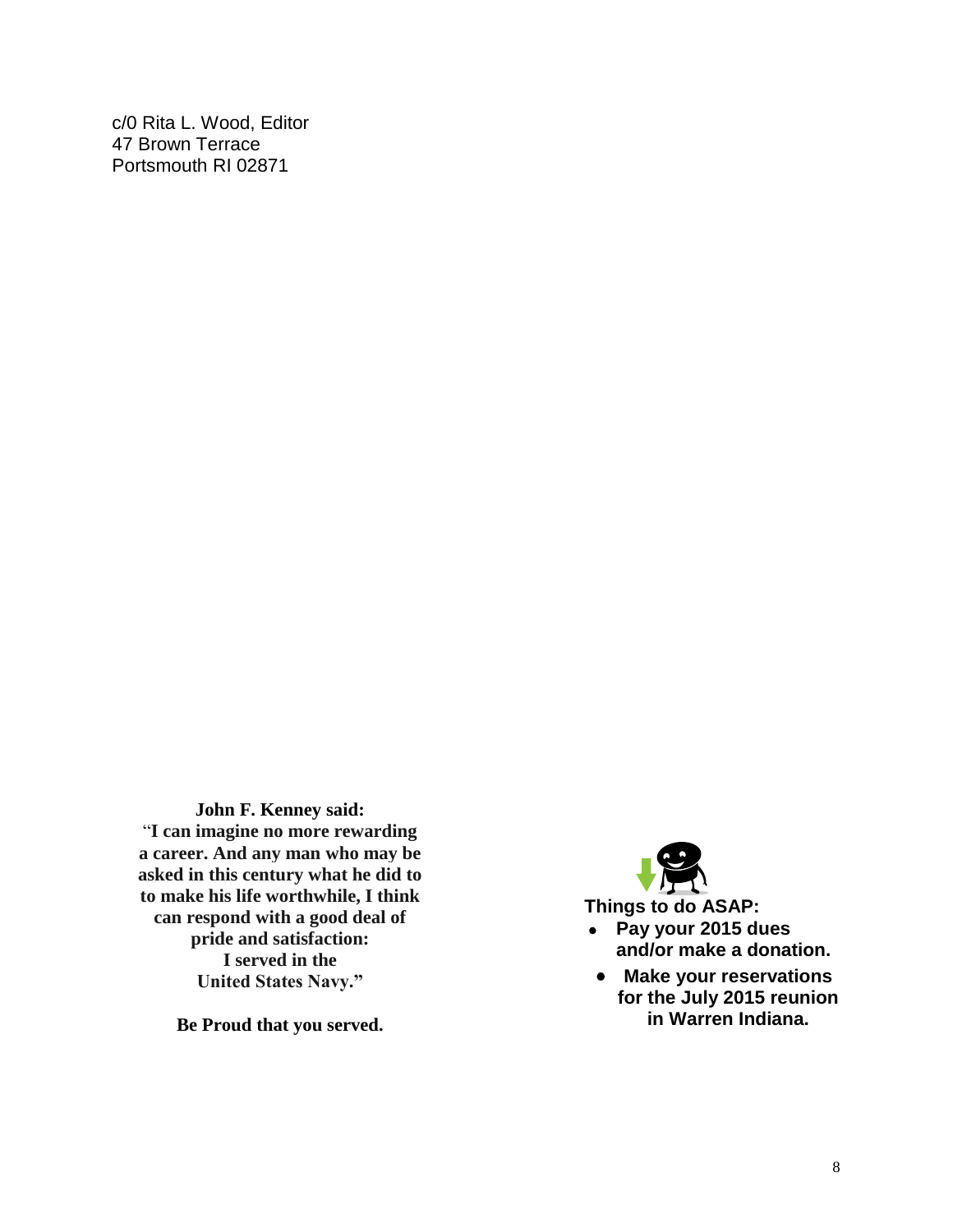c/0 Rita L. Wood, Editor
47 Brown Terrace
Portsmouth RI 02871

**John F. Kenney said:**
**"I can imagine no more rewarding a career. And any man who may be asked in this century what he did to to make his life worthwhile, I think can respond with a good deal of pride and satisfaction: I served in the United States Navy."**

**Be Proud that you served.**

**Things to do ASAP:**

- **Pay your 2015 dues and/or make a donation.**
- **Make your reservations for the July 2015 reunion in Warren Indiana.**